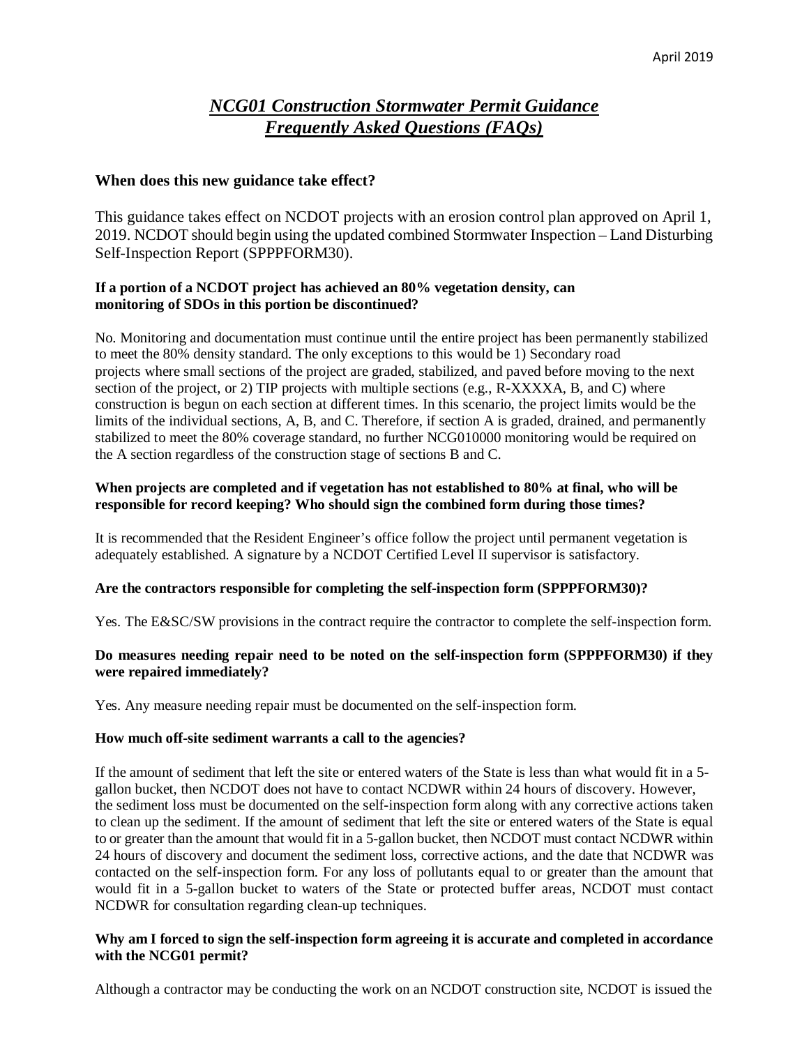April 2019

# *NCG01 Construction Stormwater Permit Guidance*
# *Frequently Asked Questions (FAQs)*

### When does this new guidance take effect?

This guidance takes effect on NCDOT projects with an erosion control plan approved on April 1, 2019. NCDOT should begin using the updated combined Stormwater Inspection – Land Disturbing Self-Inspection Report (SPPPFORM30).

**If a portion of a NCDOT project has achieved an 80% vegetation density, can monitoring of SDOs in this portion be discontinued?**

No. Monitoring and documentation must continue until the entire project has been permanently stabilized to meet the 80% density standard. The only exceptions to this would be 1) Secondary road projects where small sections of the project are graded, stabilized, and paved before moving to the next section of the project, or 2) TIP projects with multiple sections (e.g., R-XXXXA, B, and C) where construction is begun on each section at different times. In this scenario, the project limits would be the limits of the individual sections, A, B, and C. Therefore, if section A is graded, drained, and permanently stabilized to meet the 80% coverage standard, no further NCG010000 monitoring would be required on the A section regardless of the construction stage of sections B and C.

**When projects are completed and if vegetation has not established to 80% at final, who will be responsible for record keeping? Who should sign the combined form during those times?**

It is recommended that the Resident Engineer's office follow the project until permanent vegetation is adequately established. A signature by a NCDOT Certified Level II supervisor is satisfactory.

**Are the contractors responsible for completing the self-inspection form (SPPPFORM30)?**

Yes. The E&SC/SW provisions in the contract require the contractor to complete the self-inspection form.

**Do measures needing repair need to be noted on the self-inspection form (SPPPFORM30) if they were repaired immediately?**

Yes. Any measure needing repair must be documented on the self-inspection form.

**How much off-site sediment warrants a call to the agencies?**

If the amount of sediment that left the site or entered waters of the State is less than what would fit in a 5-gallon bucket, then NCDOT does not have to contact NCDWR within 24 hours of discovery. However, the sediment loss must be documented on the self-inspection form along with any corrective actions taken to clean up the sediment. If the amount of sediment that left the site or entered waters of the State is equal to or greater than the amount that would fit in a 5-gallon bucket, then NCDOT must contact NCDWR within 24 hours of discovery and document the sediment loss, corrective actions, and the date that NCDWR was contacted on the self-inspection form. For any loss of pollutants equal to or greater than the amount that would fit in a 5-gallon bucket to waters of the State or protected buffer areas, NCDOT must contact NCDWR for consultation regarding clean-up techniques.

**Why am I forced to sign the self-inspection form agreeing it is accurate and completed in accordance with the NCG01 permit?**

Although a contractor may be conducting the work on an NCDOT construction site, NCDOT is issued the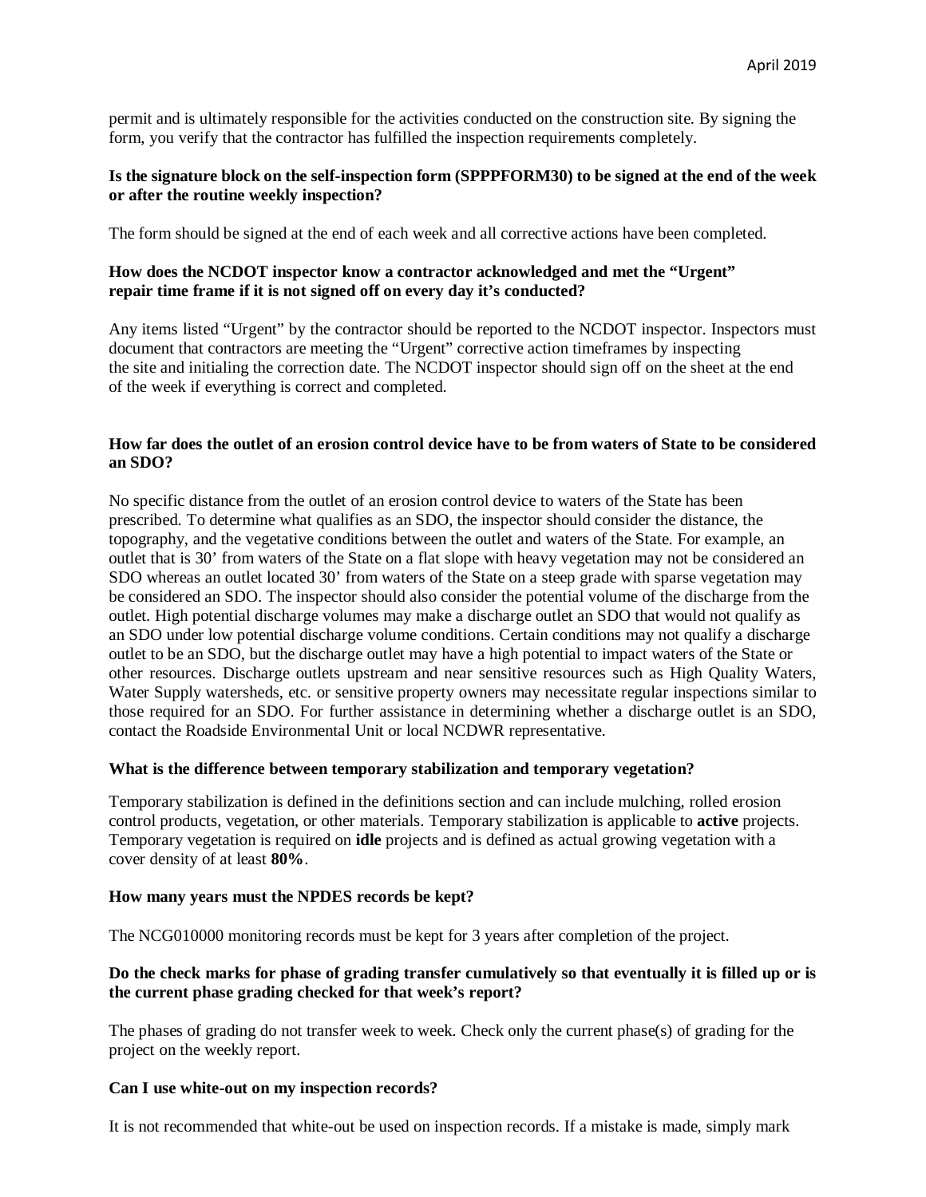permit and is ultimately responsible for the activities conducted on the construction site. By signing the form, you verify that the contractor has fulfilled the inspection requirements completely.

**Is the signature block on the self-inspection form (SPPPFORM30) to be signed at the end of the week or after the routine weekly inspection?**

The form should be signed at the end of each week and all corrective actions have been completed.

**How does the NCDOT inspector know a contractor acknowledged and met the "Urgent" repair time frame if it is not signed off on every day it's conducted?**

Any items listed "Urgent" by the contractor should be reported to the NCDOT inspector. Inspectors must document that contractors are meeting the "Urgent" corrective action timeframes by inspecting the site and initialing the correction date. The NCDOT inspector should sign off on the sheet at the end of the week if everything is correct and completed.

**How far does the outlet of an erosion control device have to be from waters of State to be considered an SDO?**

No specific distance from the outlet of an erosion control device to waters of the State has been prescribed. To determine what qualifies as an SDO, the inspector should consider the distance, the topography, and the vegetative conditions between the outlet and waters of the State. For example, an outlet that is 30' from waters of the State on a flat slope with heavy vegetation may not be considered an SDO whereas an outlet located 30' from waters of the State on a steep grade with sparse vegetation may be considered an SDO. The inspector should also consider the potential volume of the discharge from the outlet. High potential discharge volumes may make a discharge outlet an SDO that would not qualify as an SDO under low potential discharge volume conditions. Certain conditions may not qualify a discharge outlet to be an SDO, but the discharge outlet may have a high potential to impact waters of the State or other resources. Discharge outlets upstream and near sensitive resources such as High Quality Waters, Water Supply watersheds, etc. or sensitive property owners may necessitate regular inspections similar to those required for an SDO. For further assistance in determining whether a discharge outlet is an SDO, contact the Roadside Environmental Unit or local NCDWR representative.

**What is the difference between temporary stabilization and temporary vegetation?**

Temporary stabilization is defined in the definitions section and can include mulching, rolled erosion control products, vegetation, or other materials. Temporary stabilization is applicable to **active** projects. Temporary vegetation is required on **idle** projects and is defined as actual growing vegetation with a cover density of at least **80%**.

**How many years must the NPDES records be kept?**

The NCG010000 monitoring records must be kept for 3 years after completion of the project.

**Do the check marks for phase of grading transfer cumulatively so that eventually it is filled up or is the current phase grading checked for that week's report?**

The phases of grading do not transfer week to week. Check only the current phase(s) of grading for the project on the weekly report.

**Can I use white-out on my inspection records?**

It is not recommended that white-out be used on inspection records. If a mistake is made, simply mark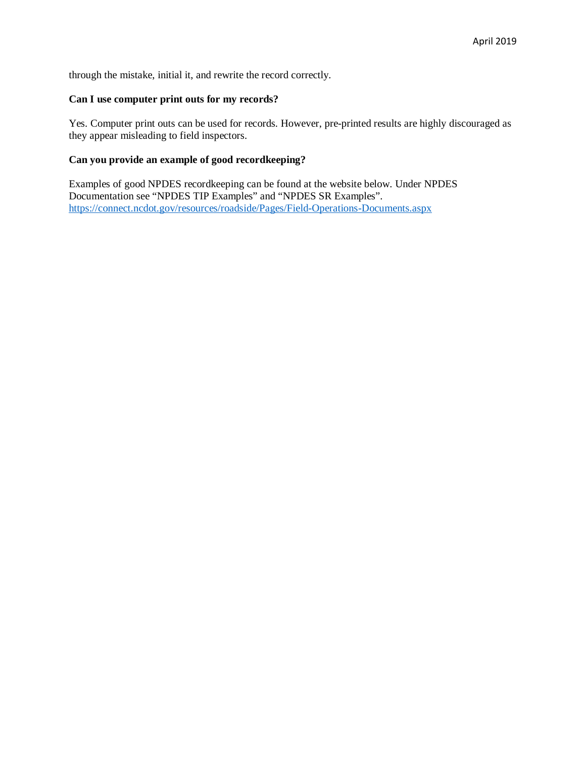through the mistake, initial it, and rewrite the record correctly.

**Can I use computer print outs for my records?**

Yes. Computer print outs can be used for records. However, pre-printed results are highly discouraged as they appear misleading to field inspectors.

**Can you provide an example of good recordkeeping?**

Examples of good NPDES recordkeeping can be found at the website below. Under NPDES Documentation see "NPDES TIP Examples" and "NPDES SR Examples".
[https://connect.ncdot.gov/resources/roadside/Pages/Field-Operations-Documents.aspx](https://connect.ncdot.gov/resources/roadside/Pages/Field-Operations-Documents.aspx)